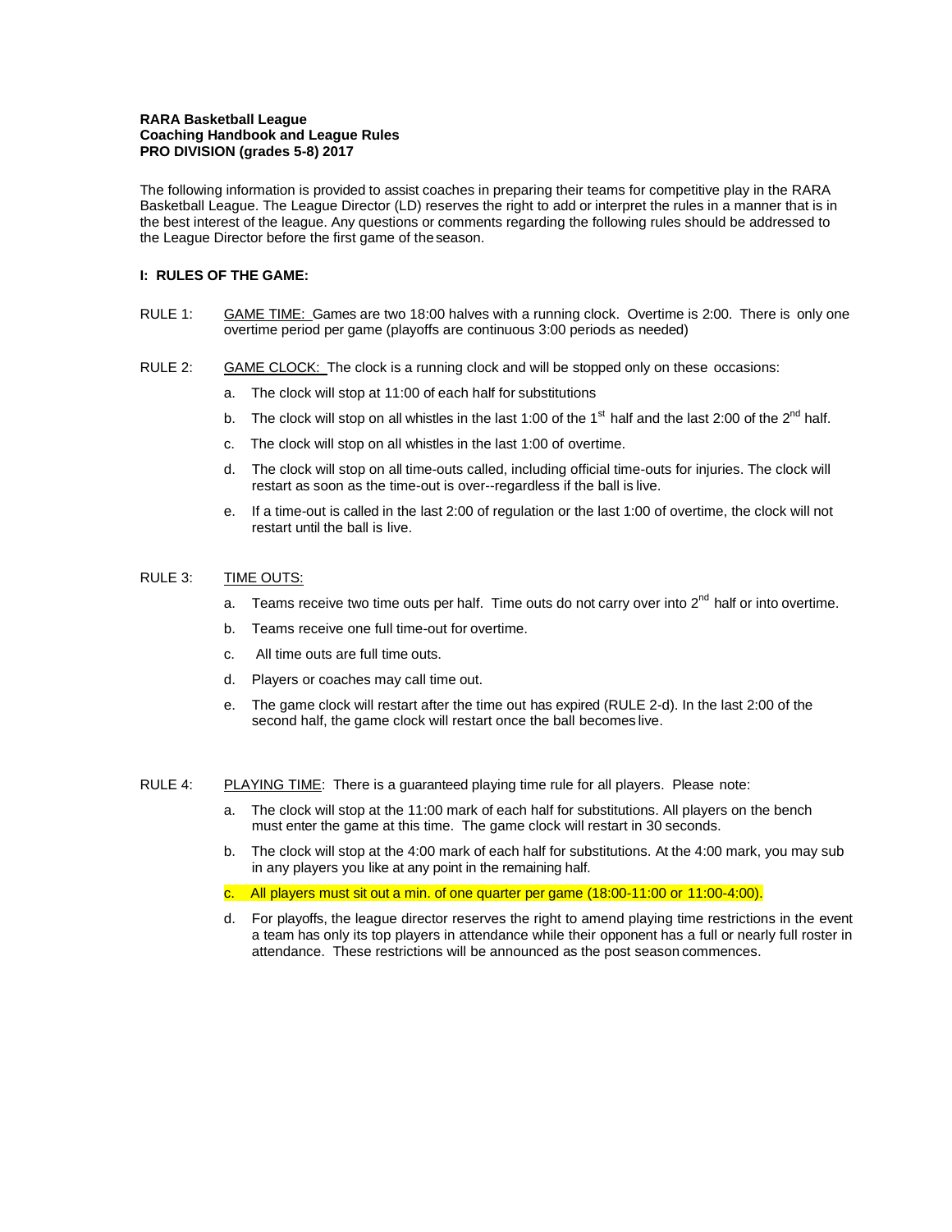**RARA Basketball League**
**Coaching Handbook and League Rules**
**PRO DIVISION (grades 5-8) 2017**

The following information is provided to assist coaches in preparing their teams for competitive play in the RARA Basketball League. The League Director (LD) reserves the right to add or interpret the rules in a manner that is in the best interest of the league. Any questions or comments regarding the following rules should be addressed to the League Director before the first game of the season.

**I: RULES OF THE GAME:**

RULE 1: GAME TIME: Games are two 18:00 halves with a running clock. Overtime is 2:00. There is only one overtime period per game (playoffs are continuous 3:00 periods as needed)

RULE 2: GAME CLOCK: The clock is a running clock and will be stopped only on these occasions:

a. The clock will stop at 11:00 of each half for substitutions

b. The clock will stop on all whistles in the last 1:00 of the 1st half and the last 2:00 of the 2nd half.

c. The clock will stop on all whistles in the last 1:00 of overtime.

d. The clock will stop on all time-outs called, including official time-outs for injuries. The clock will restart as soon as the time-out is over--regardless if the ball is live.

e. If a time-out is called in the last 2:00 of regulation or the last 1:00 of overtime, the clock will not restart until the ball is live.

RULE 3: TIME OUTS:

a. Teams receive two time outs per half. Time outs do not carry over into 2nd half or into overtime.

b. Teams receive one full time-out for overtime.

c. All time outs are full time outs.

d. Players or coaches may call time out.

e. The game clock will restart after the time out has expired (RULE 2-d). In the last 2:00 of the second half, the game clock will restart once the ball becomes live.

RULE 4: PLAYING TIME: There is a guaranteed playing time rule for all players. Please note:

a. The clock will stop at the 11:00 mark of each half for substitutions. All players on the bench must enter the game at this time. The game clock will restart in 30 seconds.

b. The clock will stop at the 4:00 mark of each half for substitutions. At the 4:00 mark, you may sub in any players you like at any point in the remaining half.

c. All players must sit out a min. of one quarter per game (18:00-11:00 or 11:00-4:00).

d. For playoffs, the league director reserves the right to amend playing time restrictions in the event a team has only its top players in attendance while their opponent has a full or nearly full roster in attendance. These restrictions will be announced as the post season commences.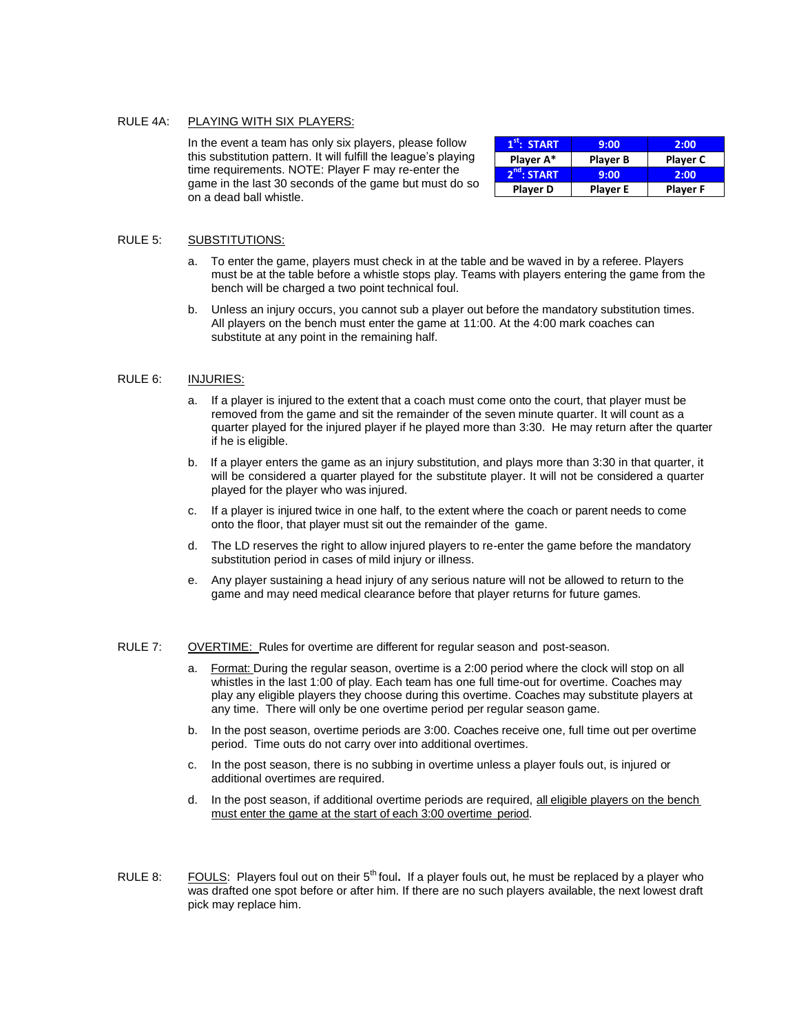RULE 4A: PLAYING WITH SIX PLAYERS:

In the event a team has only six players, please follow this substitution pattern. It will fulfill the league's playing time requirements. NOTE: Player F may re-enter the game in the last 30 seconds of the game but must do so on a dead ball whistle.

| 1st: START | 9:00 | 2:00 |
|---|---|---|
| Player A* | Player B | Player C |
| 2nd: START | 9:00 | 2:00 |
| Player D | Player E | Player F |

RULE 5: SUBSTITUTIONS:

a. To enter the game, players must check in at the table and be waved in by a referee. Players must be at the table before a whistle stops play. Teams with players entering the game from the bench will be charged a two point technical foul.

b. Unless an injury occurs, you cannot sub a player out before the mandatory substitution times. All players on the bench must enter the game at 11:00. At the 4:00 mark coaches can substitute at any point in the remaining half.

RULE 6: INJURIES:

a. If a player is injured to the extent that a coach must come onto the court, that player must be removed from the game and sit the remainder of the seven minute quarter. It will count as a quarter played for the injured player if he played more than 3:30. He may return after the quarter if he is eligible.

b. If a player enters the game as an injury substitution, and plays more than 3:30 in that quarter, it will be considered a quarter played for the substitute player. It will not be considered a quarter played for the player who was injured.

c. If a player is injured twice in one half, to the extent where the coach or parent needs to come onto the floor, that player must sit out the remainder of the game.

d. The LD reserves the right to allow injured players to re-enter the game before the mandatory substitution period in cases of mild injury or illness.

e. Any player sustaining a head injury of any serious nature will not be allowed to return to the game and may need medical clearance before that player returns for future games.

RULE 7: OVERTIME: Rules for overtime are different for regular season and post-season.

a. Format: During the regular season, overtime is a 2:00 period where the clock will stop on all whistles in the last 1:00 of play. Each team has one full time-out for overtime. Coaches may play any eligible players they choose during this overtime. Coaches may substitute players at any time. There will only be one overtime period per regular season game.

b. In the post season, overtime periods are 3:00. Coaches receive one, full time out per overtime period. Time outs do not carry over into additional overtimes.

c. In the post season, there is no subbing in overtime unless a player fouls out, is injured or additional overtimes are required.

d. In the post season, if additional overtime periods are required, all eligible players on the bench must enter the game at the start of each 3:00 overtime period.

RULE 8: FOULS: Players foul out on their 5th foul**.** If a player fouls out, he must be replaced by a player who was drafted one spot before or after him. If there are no such players available, the next lowest draft pick may replace him.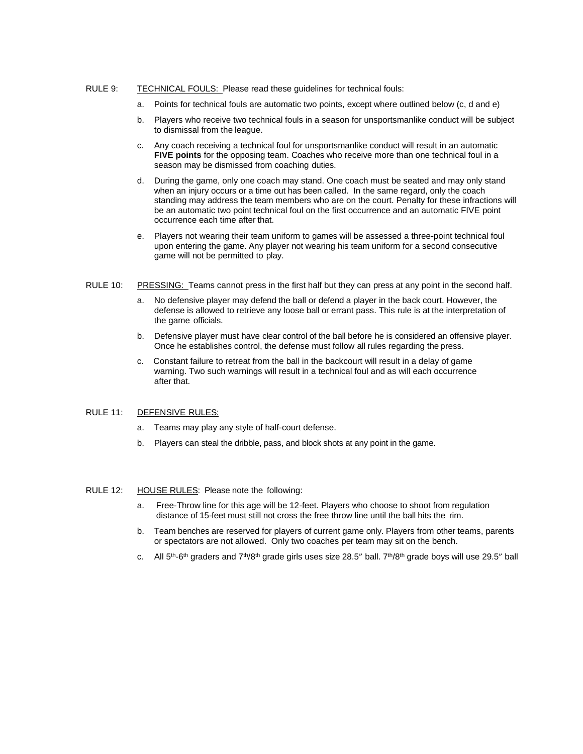RULE 9: <u>TECHNICAL FOULS:</u> Please read these guidelines for technical fouls:

a. Points for technical fouls are automatic two points, except where outlined below (c, d and e)

b. Players who receive two technical fouls in a season for unsportsmanlike conduct will be subject to dismissal from the league.

c. Any coach receiving a technical foul for unsportsmanlike conduct will result in an automatic **FIVE points** for the opposing team. Coaches who receive more than one technical foul in a season may be dismissed from coaching duties.

d. During the game, only one coach may stand. One coach must be seated and may only stand when an injury occurs or a time out has been called. In the same regard, only the coach standing may address the team members who are on the court. Penalty for these infractions will be an automatic two point technical foul on the first occurrence and an automatic FIVE point occurrence each time after that.

e. Players not wearing their team uniform to games will be assessed a three-point technical foul upon entering the game. Any player not wearing his team uniform for a second consecutive game will not be permitted to play.

RULE 10: <u>PRESSING:</u> Teams cannot press in the first half but they can press at any point in the second half.

a. No defensive player may defend the ball or defend a player in the back court. However, the defense is allowed to retrieve any loose ball or errant pass. This rule is at the interpretation of the game officials.

b. Defensive player must have clear control of the ball before he is considered an offensive player. Once he establishes control, the defense must follow all rules regarding the press.

c. Constant failure to retreat from the ball in the backcourt will result in a delay of game warning. Two such warnings will result in a technical foul and as will each occurrence after that.

RULE 11: <u>DEFENSIVE RULES:</u>

a. Teams may play any style of half-court defense.

b. Players can steal the dribble, pass, and block shots at any point in the game.

RULE 12: <u>HOUSE RULES</u>: Please note the following:

a. Free-Throw line for this age will be 12-feet. Players who choose to shoot from regulation distance of 15-feet must still not cross the free throw line until the ball hits the rim.

b. Team benches are reserved for players of current game only. Players from other teams, parents or spectators are not allowed. Only two coaches per team may sit on the bench.

c. All 5th-6th graders and 7th/8th grade girls uses size 28.5″ ball. 7th/8th grade boys will use 29.5″ ball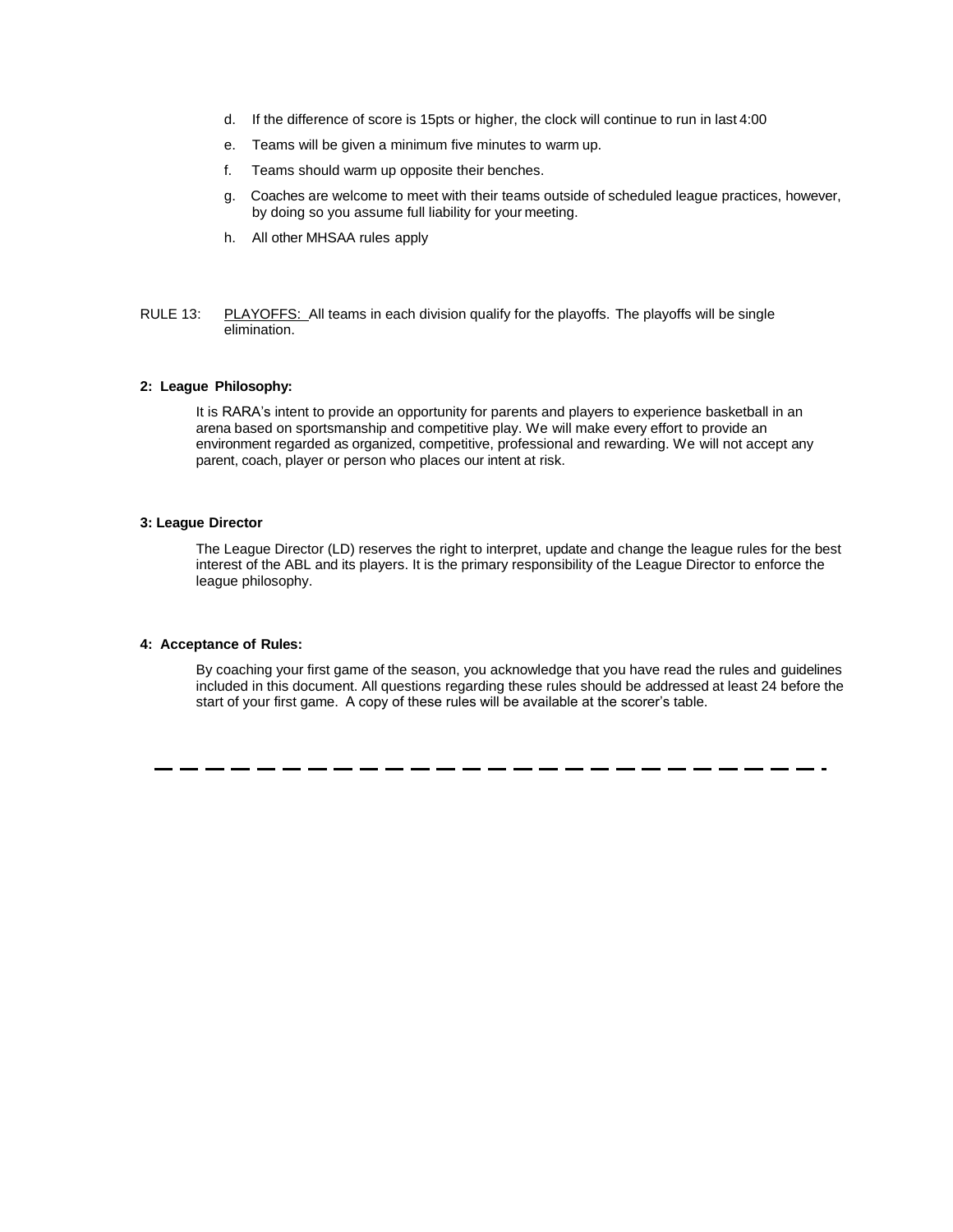d. If the difference of score is 15pts or higher, the clock will continue to run in last 4:00

e. Teams will be given a minimum five minutes to warm up.

f. Teams should warm up opposite their benches.

g. Coaches are welcome to meet with their teams outside of scheduled league practices, however, by doing so you assume full liability for your meeting.

h. All other MHSAA rules apply

RULE 13: PLAYOFFS: All teams in each division qualify for the playoffs. The playoffs will be single elimination.

**2: League Philosophy:**

It is RARA's intent to provide an opportunity for parents and players to experience basketball in an arena based on sportsmanship and competitive play. We will make every effort to provide an environment regarded as organized, competitive, professional and rewarding. We will not accept any parent, coach, player or person who places our intent at risk.

**3: League Director**

The League Director (LD) reserves the right to interpret, update and change the league rules for the best interest of the ABL and its players. It is the primary responsibility of the League Director to enforce the league philosophy.

**4: Acceptance of Rules:**

By coaching your first game of the season, you acknowledge that you have read the rules and guidelines included in this document. All questions regarding these rules should be addressed at least 24 before the start of your first game. A copy of these rules will be available at the scorer's table.

---